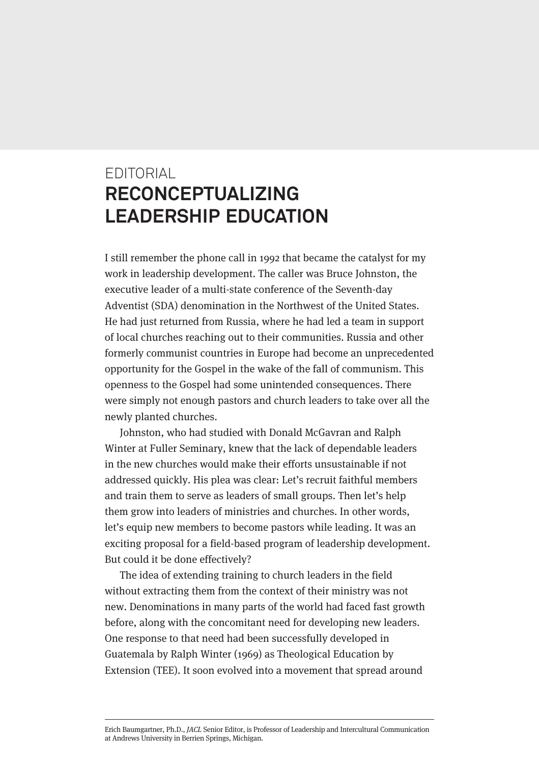EDITORIAL

# RECONCEPTUALIZING LEADERSHIP EDUCATION

I still remember the phone call in 1992 that became the catalyst for my work in leadership development. The caller was Bruce Johnston, the executive leader of a multi-state conference of the Seventh-day Adventist (SDA) denomination in the Northwest of the United States. He had just returned from Russia, where he had led a team in support of local churches reaching out to their communities. Russia and other formerly communist countries in Europe had become an unprecedented opportunity for the Gospel in the wake of the fall of communism. This openness to the Gospel had some unintended consequences. There were simply not enough pastors and church leaders to take over all the newly planted churches.

Johnston, who had studied with Donald McGavran and Ralph Winter at Fuller Seminary, knew that the lack of dependable leaders in the new churches would make their efforts unsustainable if not addressed quickly. His plea was clear: Let's recruit faithful members and train them to serve as leaders of small groups. Then let's help them grow into leaders of ministries and churches. In other words, let's equip new members to become pastors while leading. It was an exciting proposal for a field-based program of leadership development. But could it be done effectively?

The idea of extending training to church leaders in the field without extracting them from the context of their ministry was not new. Denominations in many parts of the world had faced fast growth before, along with the concomitant need for developing new leaders. One response to that need had been successfully developed in Guatemala by Ralph Winter (1969) as Theological Education by Extension (TEE). It soon evolved into a movement that spread around

---

Erich Baumgartner, Ph.D., *JACL* Senior Editor, is Professor of Leadership and Intercultural Communication at Andrews University in Berrien Springs, Michigan.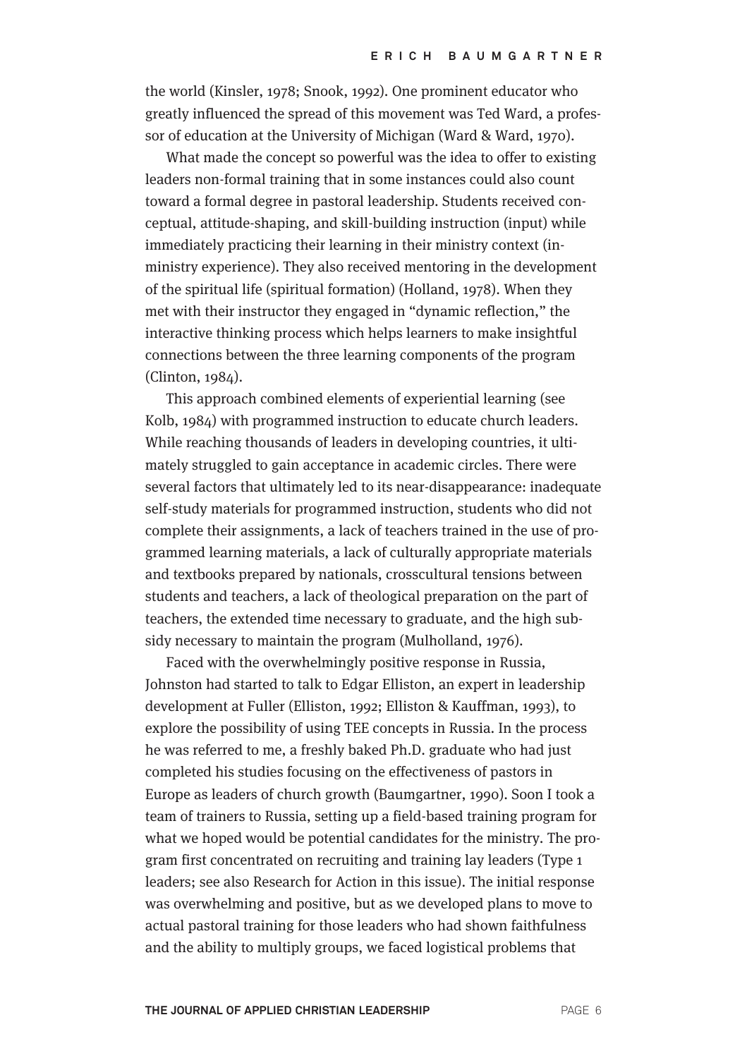the world (Kinsler, 1978; Snook, 1992). One prominent educator who greatly influenced the spread of this movement was Ted Ward, a professor of education at the University of Michigan (Ward & Ward, 1970).

What made the concept so powerful was the idea to offer to existing leaders non-formal training that in some instances could also count toward a formal degree in pastoral leadership. Students received conceptual, attitude-shaping, and skill-building instruction (input) while immediately practicing their learning in their ministry context (in-ministry experience). They also received mentoring in the development of the spiritual life (spiritual formation) (Holland, 1978). When they met with their instructor they engaged in "dynamic reflection," the interactive thinking process which helps learners to make insightful connections between the three learning components of the program (Clinton, 1984).

This approach combined elements of experiential learning (see Kolb, 1984) with programmed instruction to educate church leaders. While reaching thousands of leaders in developing countries, it ultimately struggled to gain acceptance in academic circles. There were several factors that ultimately led to its near-disappearance: inadequate self-study materials for programmed instruction, students who did not complete their assignments, a lack of teachers trained in the use of programmed learning materials, a lack of culturally appropriate materials and textbooks prepared by nationals, crosscultural tensions between students and teachers, a lack of theological preparation on the part of teachers, the extended time necessary to graduate, and the high subsidy necessary to maintain the program (Mulholland, 1976).

Faced with the overwhelmingly positive response in Russia, Johnston had started to talk to Edgar Elliston, an expert in leadership development at Fuller (Elliston, 1992; Elliston & Kauffman, 1993), to explore the possibility of using TEE concepts in Russia. In the process he was referred to me, a freshly baked Ph.D. graduate who had just completed his studies focusing on the effectiveness of pastors in Europe as leaders of church growth (Baumgartner, 1990). Soon I took a team of trainers to Russia, setting up a field-based training program for what we hoped would be potential candidates for the ministry. The program first concentrated on recruiting and training lay leaders (Type 1 leaders; see also Research for Action in this issue). The initial response was overwhelming and positive, but as we developed plans to move to actual pastoral training for those leaders who had shown faithfulness and the ability to multiply groups, we faced logistical problems that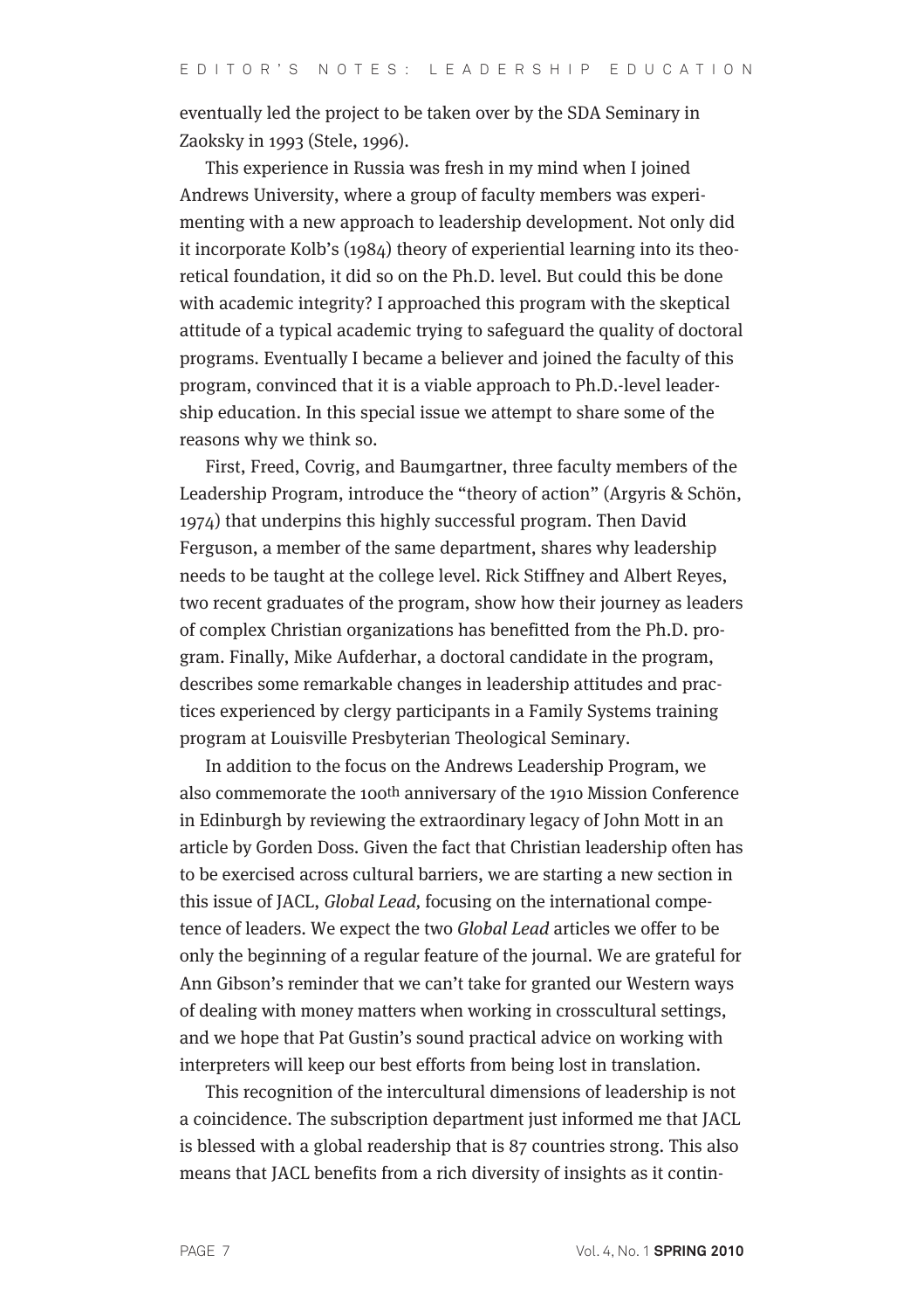eventually led the project to be taken over by the SDA Seminary in Zaoksky in 1993 (Stele, 1996).

This experience in Russia was fresh in my mind when I joined Andrews University, where a group of faculty members was experimenting with a new approach to leadership development. Not only did it incorporate Kolb's (1984) theory of experiential learning into its theoretical foundation, it did so on the Ph.D. level. But could this be done with academic integrity? I approached this program with the skeptical attitude of a typical academic trying to safeguard the quality of doctoral programs. Eventually I became a believer and joined the faculty of this program, convinced that it is a viable approach to Ph.D.-level leadership education. In this special issue we attempt to share some of the reasons why we think so.

First, Freed, Covrig, and Baumgartner, three faculty members of the Leadership Program, introduce the "theory of action" (Argyris & Schön, 1974) that underpins this highly successful program. Then David Ferguson, a member of the same department, shares why leadership needs to be taught at the college level. Rick Stiffney and Albert Reyes, two recent graduates of the program, show how their journey as leaders of complex Christian organizations has benefitted from the Ph.D. program. Finally, Mike Aufderhar, a doctoral candidate in the program, describes some remarkable changes in leadership attitudes and practices experienced by clergy participants in a Family Systems training program at Louisville Presbyterian Theological Seminary.

In addition to the focus on the Andrews Leadership Program, we also commemorate the 100th anniversary of the 1910 Mission Conference in Edinburgh by reviewing the extraordinary legacy of John Mott in an article by Gorden Doss. Given the fact that Christian leadership often has to be exercised across cultural barriers, we are starting a new section in this issue of JACL, *Global Lead*, focusing on the international competence of leaders. We expect the two *Global Lead* articles we offer to be only the beginning of a regular feature of the journal. We are grateful for Ann Gibson's reminder that we can't take for granted our Western ways of dealing with money matters when working in crosscultural settings, and we hope that Pat Gustin's sound practical advice on working with interpreters will keep our best efforts from being lost in translation.

This recognition of the intercultural dimensions of leadership is not a coincidence. The subscription department just informed me that JACL is blessed with a global readership that is 87 countries strong. This also means that JACL benefits from a rich diversity of insights as it contin-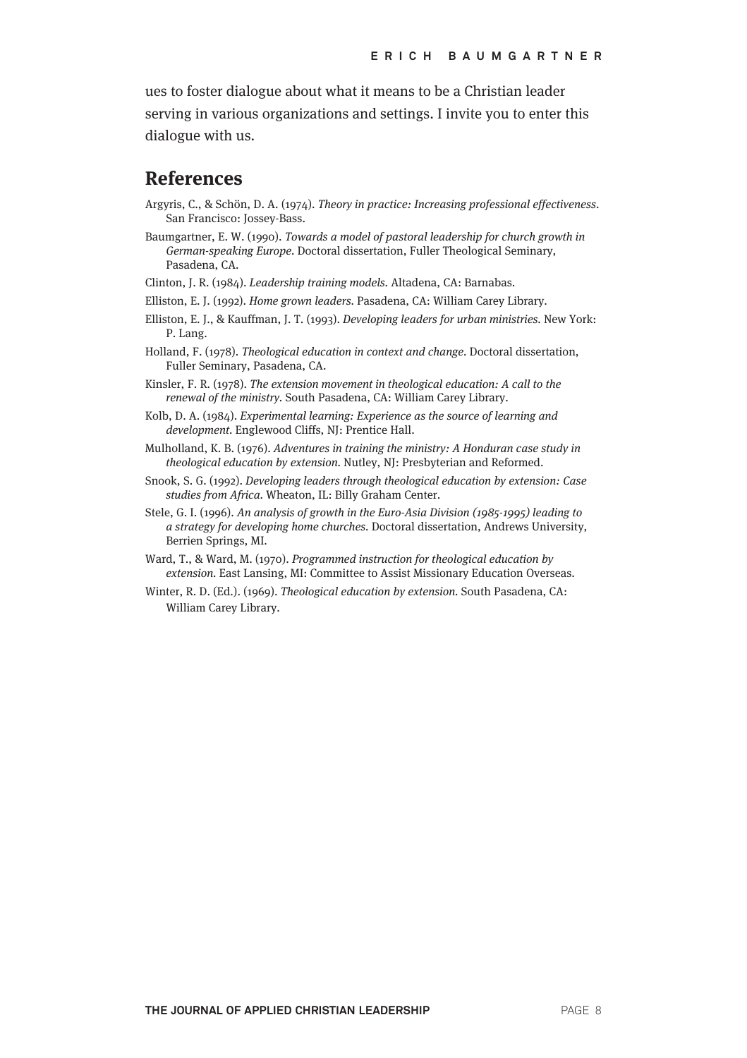ues to foster dialogue about what it means to be a Christian leader serving in various organizations and settings. I invite you to enter this dialogue with us.

## References

Argyris, C., & Schön, D. A. (1974). *Theory in practice: Increasing professional effectiveness*. San Francisco: Jossey-Bass.

Baumgartner, E. W. (1990). *Towards a model of pastoral leadership for church growth in German-speaking Europe*. Doctoral dissertation, Fuller Theological Seminary, Pasadena, CA.

Clinton, J. R. (1984). *Leadership training models*. Altadena, CA: Barnabas.

Elliston, E. J. (1992). *Home grown leaders*. Pasadena, CA: William Carey Library.

Elliston, E. J., & Kauffman, J. T. (1993). *Developing leaders for urban ministries*. New York: P. Lang.

Holland, F. (1978). *Theological education in context and change*. Doctoral dissertation, Fuller Seminary, Pasadena, CA.

Kinsler, F. R. (1978). *The extension movement in theological education: A call to the renewal of the ministry*. South Pasadena, CA: William Carey Library.

Kolb, D. A. (1984). *Experimental learning: Experience as the source of learning and development*. Englewood Cliffs, NJ: Prentice Hall.

Mulholland, K. B. (1976). *Adventures in training the ministry: A Honduran case study in theological education by extension*. Nutley, NJ: Presbyterian and Reformed.

Snook, S. G. (1992). *Developing leaders through theological education by extension: Case studies from Africa*. Wheaton, IL: Billy Graham Center.

Stele, G. I. (1996). *An analysis of growth in the Euro-Asia Division (1985-1995) leading to a strategy for developing home churches*. Doctoral dissertation, Andrews University, Berrien Springs, MI.

Ward, T., & Ward, M. (1970). *Programmed instruction for theological education by extension*. East Lansing, MI: Committee to Assist Missionary Education Overseas.

Winter, R. D. (Ed.). (1969). *Theological education by extension*. South Pasadena, CA: William Carey Library.